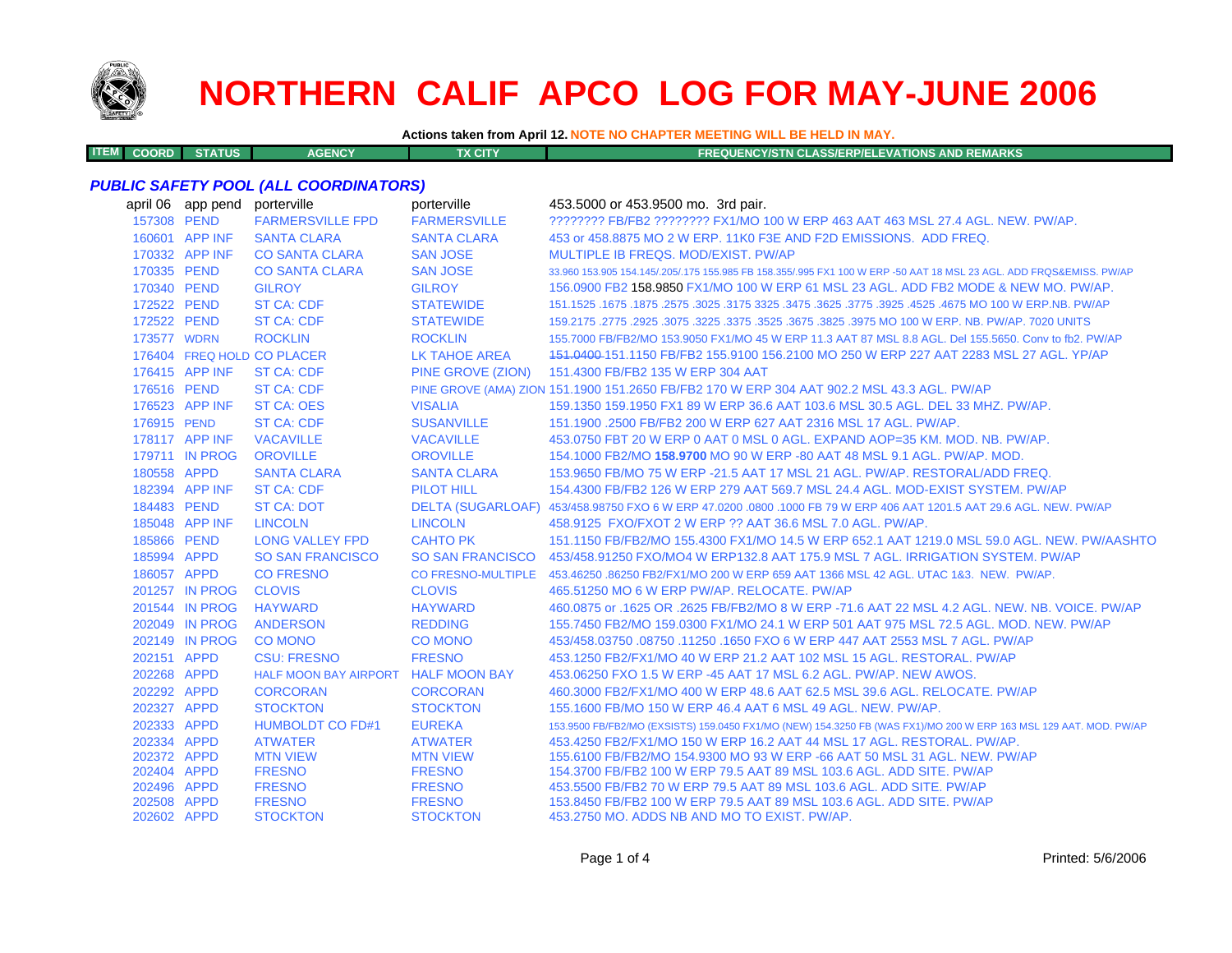# NORTHERN CALIF APCO LOG FOR MAY-JUNE 2006

**Actions taken from April 12.** NOTE NO CHAPTER MEETING WILL BE HELD IN MAY.

| ITEM | COORD | STATUS | AGENCY | TX CITY | FREQUENCY/STN CLASS/ERP/ELEVATIONS AND REMARKS |
|---|---|---|---|---|---|
| ***PUBLIC SAFETY POOL (ALL COORDINATORS)*** | | | | | |
| | april 06 | app pend | porterville | porterville | 453.5000 or 453.9500 mo. 3rd pair. |
| | 157308 | PEND | FARMERSVILLE FPD | FARMERSVILLE | ???????? FB/FB2 ???????? FX1/MO 100 W ERP 463 AAT 463 MSL 27.4 AGL. NEW. PW/AP. |
| | 160601 | APP INF | SANTA CLARA | SANTA CLARA | 453 or 458.8875 MO 2 W ERP. 11K0 F3E AND F2D EMISSIONS. ADD FREQ. |
| | 170332 | APP INF | CO SANTA CLARA | SAN JOSE | MULTIPLE IB FREQS. MOD/EXIST. PW/AP |
| | 170335 | PEND | CO SANTA CLARA | SAN JOSE | 33.960 153.905 154.145/.205/.175 155.985 FB 158.355/.995 FX1 100 W ERP -50 AAT 18 MSL 23 AGL. ADD FRQS&EMISS. PW/AP |
| | 170340 | PEND | GILROY | GILROY | 156.0900 FB2 158.9850 FX1/MO 100 W ERP 61 MSL 23 AGL. ADD FB2 MODE & NEW MO. PW/AP. |
| | 172522 | PEND | ST CA: CDF | STATEWIDE | 151.1525 .1675 .1875 .2575 .3025 .3175 3325 .3475 .3625 .3775 .3925 .4525 .4675 MO 100 W ERP.NB. PW/AP |
| | 172522 | PEND | ST CA: CDF | STATEWIDE | 159.2175 .2775 .2925 .3075 .3225 .3375 .3525 .3675 .3825 .3975 MO 100 W ERP. NB. PW/AP. 7020 UNITS |
| | 173577 | WDRN | ROCKLIN | ROCKLIN | 155.7000 FB/FB2/MO 153.9050 FX1/MO 45 W ERP 11.3 AAT 87 MSL 8.8 AGL. Del 155.5650. Conv to fb2. PW/AP |
| | 176404 | FREQ HOLD | CO PLACER | LK TAHOE AREA | ~~151.0400~~ 151.1150 FB/FB2 155.9100 156.2100 MO 250 W ERP 227 AAT 2283 MSL 27 AGL. YP/AP |
| | 176415 | APP INF | ST CA: CDF | PINE GROVE (ZION) | 151.4300 FB/FB2 135 W ERP 304 AAT |
| | 176516 | PEND | ST CA: CDF | PINE GROVE (AMA) ZION | 151.1900 151.2650 FB/FB2 170 W ERP 304 AAT 902.2 MSL 43.3 AGL. PW/AP |
| | 176523 | APP INF | ST CA: OES | VISALIA | 159.1350 159.1950 FX1 89 W ERP 36.6 AAT 103.6 MSL 30.5 AGL. DEL 33 MHZ. PW/AP. |
| | 176915 | PEND | ST CA: CDF | SUSANVILLE | 151.1900 .2500 FB/FB2 200 W ERP 627 AAT 2316 MSL 17 AGL. PW/AP. |
| | 178117 | APP INF | VACAVILLE | VACAVILLE | 453.0750 FBT 20 W ERP 0 AAT 0 MSL 0 AGL. EXPAND AOP=35 KM. MOD. NB. PW/AP. |
| | 179711 | IN PROG | OROVILLE | OROVILLE | 154.1000 FB2/MO **158.9700** MO 90 W ERP -80 AAT 48 MSL 9.1 AGL. PW/AP. MOD. |
| | 180558 | APPD | SANTA CLARA | SANTA CLARA | 153.9650 FB/MO 75 W ERP -21.5 AAT 17 MSL 21 AGL. PW/AP. RESTORAL/ADD FREQ. |
| | 182394 | APP INF | ST CA: CDF | PILOT HILL | 154.4300 FB/FB2 126 W ERP 279 AAT 569.7 MSL 24.4 AGL. MOD-EXIST SYSTEM. PW/AP |
| | 184483 | PEND | ST CA: DOT | DELTA (SUGARLOAF) | 453/458.98750 FXO 6 W ERP 47.0200 .0800 .1000 FB 79 W ERP 406 AAT 1201.5 AAT 29.6 AGL. NEW. PW/AP |
| | 185048 | APP INF | LINCOLN | LINCOLN | 458.9125 FXO/FXOT 2 W ERP ?? AAT 36.6 MSL 7.0 AGL. PW/AP. |
| | 185866 | PEND | LONG VALLEY FPD | CAHTO PK | 151.1150 FB/FB2/MO 155.4300 FX1/MO 14.5 W ERP 652.1 AAT 1219.0 MSL 59.0 AGL. NEW. PW/AASHTO |
| | 185994 | APPD | SO SAN FRANCISCO | SO SAN FRANCISCO | 453/458.91250 FXO/MO4 W ERP132.8 AAT 175.9 MSL 7 AGL. IRRIGATION SYSTEM. PW/AP |
| | 186057 | APPD | CO FRESNO | CO FRESNO-MULTIPLE | 453.46250 .86250 FB2/FX1/MO 200 W ERP 659 AAT 1366 MSL 42 AGL. UTAC 1&3. NEW. PW/AP. |
| | 201257 | IN PROG | CLOVIS | CLOVIS | 465.51250 MO 6 W ERP PW/AP. RELOCATE. PW/AP |
| | 201544 | IN PROG | HAYWARD | HAYWARD | 460.0875 or .1625 OR .2625 FB/FB2/MO 8 W ERP -71.6 AAT 22 MSL 4.2 AGL. NEW. NB. VOICE. PW/AP |
| | 202049 | IN PROG | ANDERSON | REDDING | 155.7450 FB2/MO 159.0300 FX1/MO 24.1 W ERP 501 AAT 975 MSL 72.5 AGL. MOD. NEW. PW/AP |
| | 202149 | IN PROG | CO MONO | CO MONO | 453/458.03750 .08750 .11250 .1650 FXO 6 W ERP 447 AAT 2553 MSL 7 AGL. PW/AP |
| | 202151 | APPD | CSU: FRESNO | FRESNO | 453.1250 FB2/FX1/MO 40 W ERP 21.2 AAT 102 MSL 15 AGL. RESTORAL. PW/AP |
| | 202268 | APPD | HALF MOON BAY AIRPORT | HALF MOON BAY | 453.06250 FXO 1.5 W ERP -45 AAT 17 MSL 6.2 AGL. PW/AP. NEW AWOS. |
| | 202292 | APPD | CORCORAN | CORCORAN | 460.3000 FB2/FX1/MO 400 W ERP 48.6 AAT 62.5 MSL 39.6 AGL. RELOCATE. PW/AP |
| | 202327 | APPD | STOCKTON | STOCKTON | 155.1600 FB/MO 150 W ERP 46.4 AAT 6 MSL 49 AGL. NEW. PW/AP. |
| | 202333 | APPD | HUMBOLDT CO FD#1 | EUREKA | 153.9500 FB/FB2/MO (EXSISTS) 159.0450 FX1/MO (NEW) 154.3250 FB (WAS FX1)/MO 200 W ERP 163 MSL 129 AAT. MOD. PW/AP |
| | 202334 | APPD | ATWATER | ATWATER | 453.4250 FB2/FX1/MO 150 W ERP 16.2 AAT 44 MSL 17 AGL. RESTORAL. PW/AP. |
| | 202372 | APPD | MTN VIEW | MTN VIEW | 155.6100 FB/FB2/MO 154.9300 MO 93 W ERP -66 AAT 50 MSL 31 AGL. NEW. PW/AP |
| | 202404 | APPD | FRESNO | FRESNO | 154.3700 FB/FB2 100 W ERP 79.5 AAT 89 MSL 103.6 AGL. ADD SITE. PW/AP |
| | 202496 | APPD | FRESNO | FRESNO | 453.5500 FB/FB2 70 W ERP 79.5 AAT 89 MSL 103.6 AGL. ADD SITE. PW/AP |
| | 202508 | APPD | FRESNO | FRESNO | 153.8450 FB/FB2 100 W ERP 79.5 AAT 89 MSL 103.6 AGL. ADD SITE. PW/AP |
| | 202602 | APPD | STOCKTON | STOCKTON | 453.2750 MO. ADDS NB AND MO TO EXIST. PW/AP. |

Printed: 5/6/2006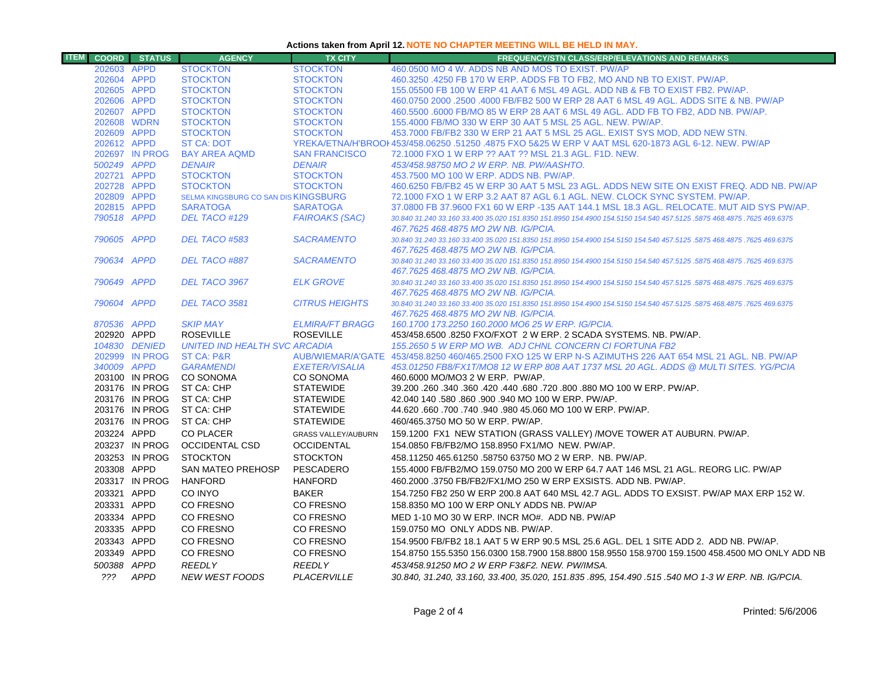**Actions taken from April 12. NOTE NO CHAPTER MEETING WILL BE HELD IN MAY.**

| ITEM | COORD | STATUS | AGENCY | TX CITY | FREQUENCY/STN CLASS/ERP/ELEVATIONS AND REMARKS |
|---|---|---|---|---|---|
| | 202603 | APPD | STOCKTON | STOCKTON | 460.0500 MO 4 W. ADDS NB AND MOS TO EXIST. PW/AP |
| | 202604 | APPD | STOCKTON | STOCKTON | 460.3250 .4250 FB 170 W ERP. ADDS FB TO FB2, MO AND NB TO EXIST. PW/AP. |
| | 202605 | APPD | STOCKTON | STOCKTON | 155.05500 FB 100 W ERP 41 AAT 6 MSL 49 AGL. ADD NB & FB TO EXIST FB2. PW/AP. |
| | 202606 | APPD | STOCKTON | STOCKTON | 460.0750 2000 .2500 .4000 FB/FB2 500 W ERP 28 AAT 6 MSL 49 AGL. ADDS SITE & NB. PW/AP |
| | 202607 | APPD | STOCKTON | STOCKTON | 460.5500 .6000 FB/MO 85 W ERP 28 AAT 6 MSL 49 AGL. ADD FB TO FB2, ADD NB. PW/AP. |
| | 202608 | WDRN | STOCKTON | STOCKTON | 155.4000 FB/MO 330 W ERP 30 AAT 5 MSL 25 AGL. NEW. PW/AP. |
| | 202609 | APPD | STOCKTON | STOCKTON | 453.7000 FB/FB2 330 W ERP 21 AAT 5 MSL 25 AGL. EXIST SYS MOD, ADD NEW STN. |
| | 202612 | APPD | ST CA: DOT | YREKA/ETNA/H'BROOK | 453/458.06250 .51250 .4875 FXO 5&25 W ERP V AAT MSL 620-1873 AGL 6-12. NEW. PW/AP |
| | 202697 | IN PROG | BAY AREA AQMD | SAN FRANCISCO | 72.1000 FXO 1 W ERP ?? AAT ?? MSL 21.3 AGL. F1D. NEW. |
| | *500249* | *APPD* | *DENAIR* | *DENAIR* | *453/458.98750 MO 2 W ERP. NB. PW/AASHTO.* |
| | 202721 | APPD | STOCKTON | STOCKTON | 453.7500 MO 100 W ERP. ADDS NB. PW/AP. |
| | 202728 | APPD | STOCKTON | STOCKTON | 460.6250 FB/FB2 45 W ERP 30 AAT 5 MSL 23 AGL. ADDS NEW SITE ON EXIST FREQ. ADD NB. PW/AP |
| | 202809 | APPD | SELMA KINGSBURG CO SAN DIS | KINGSBURG | 72.1000 FXO 1 W ERP 3.2 AAT 87 AGL 6.1 AGL. NEW. CLOCK SYNC SYSTEM. PW/AP. |
| | 202815 | APPD | SARATOGA | SARATOGA | 37.0800 FB 37.9600 FX1 60 W ERP -135 AAT 144.1 MSL 18.3 AGL. RELOCATE. MUT AID SYS PW/AP. |
| | *790518* | *APPD* | *DEL TACO #129* | *FAIROAKS (SAC)* | *30.840 31.240 33.160 33.400 35.020 151.8350 151.8950 154.4900 154.5150 154.540 457.5125 .5875 468.4875 .7625 469.6375 467.7625 468.4875 MO 2W NB. IG/PCIA.* |
| | *790605* | *APPD* | *DEL TACO #583* | *SACRAMENTO* | *30.840 31.240 33.160 33.400 35.020 151.8350 151.8950 154.4900 154.5150 154.540 457.5125 .5875 468.4875 .7625 469.6375 467.7625 468.4875 MO 2W NB. IG/PCIA.* |
| | *790634* | *APPD* | *DEL TACO #887* | *SACRAMENTO* | *30.840 31.240 33.160 33.400 35.020 151.8350 151.8950 154.4900 154.5150 154.540 457.5125 .5875 468.4875 .7625 469.6375 467.7625 468.4875 MO 2W NB. IG/PCIA.* |
| | *790649* | *APPD* | *DEL TACO 3967* | *ELK GROVE* | *30.840 31.240 33.160 33.400 35.020 151.8350 151.8950 154.4900 154.5150 154.540 457.5125 .5875 468.4875 .7625 469.6375 467.7625 468.4875 MO 2W NB. IG/PCIA.* |
| | *790604* | *APPD* | *DEL TACO 3581* | *CITRUS HEIGHTS* | *30.840 31.240 33.160 33.400 35.020 151.8350 151.8950 154.4900 154.5150 154.540 457.5125 .5875 468.4875 .7625 469.6375 467.7625 468.4875 MO 2W NB. IG/PCIA.* |
| | *870536* | *APPD* | *SKIP MAY* | *ELMIRA/FT BRAGG* | *160.1700 173.2250 160.2000 MO6 25 W ERP. IG/PCIA.* |
| | 202920 | APPD | ROSEVILLE | ROSEVILLE | 453/458.6500 .8250 FXO/FXOT 2 W ERP. 2 SCADA SYSTEMS. NB. PW/AP. |
| | *104830* | *DENIED* | *UNITED IND HEALTH SVC* | *ARCADIA* | *155.2650 5 W ERP MO WB. ADJ CHNL CONCERN CI FORTUNA FB2* |
| | 202999 | IN PROG | ST CA: P&R | AUB/WIEMAR/A'GATE | 453/458.8250 460/465.2500 FXO 125 W ERP N-S AZIMUTHS 226 AAT 654 MSL 21 AGL. NB. PW/AP |
| | *340009* | *APPD* | *GARAMENDI* | *EXETER/VISALIA* | *453.01250 FB8/FX1T/MO8 12 W ERP 808 AAT 1737 MSL 20 AGL. ADDS @ MULTI SITES. YG/PCIA* |
| | 203100 | IN PROG | CO SONOMA | CO SONOMA | 460.6000 MO/MO3 2 W ERP. PW/AP. |
| | 203176 | IN PROG | ST CA: CHP | STATEWIDE | 39.200 .260 .340 .360 .420 .440 .680 .720 .800 .880 MO 100 W ERP. PW/AP. |
| | 203176 | IN PROG | ST CA: CHP | STATEWIDE | 42.040 140 .580 .860 .900 .940 MO 100 W ERP. PW/AP. |
| | 203176 | IN PROG | ST CA: CHP | STATEWIDE | 44.620 .660 .700 .740 .940 .980 45.060 MO 100 W ERP. PW/AP. |
| | 203176 | IN PROG | ST CA: CHP | STATEWIDE | 460/465.3750 MO 50 W ERP. PW/AP. |
| | 203224 | APPD | CO PLACER | GRASS VALLEY/AUBURN | 159.1200 FX1 NEW STATION (GRASS VALLEY) /MOVE TOWER AT AUBURN. PW/AP. |
| | 203237 | IN PROG | OCCIDENTAL CSD | OCCIDENTAL | 154.0850 FB/FB2/MO 158.8950 FX1/MO NEW. PW/AP. |
| | 203253 | IN PROG | STOCKTON | STOCKTON | 458.11250 465.61250 .58750 63750 MO 2 W ERP. NB. PW/AP. |
| | 203308 | APPD | SAN MATEO PREHOSP | PESCADERO | 155.4000 FB/FB2/MO 159.0750 MO 200 W ERP 64.7 AAT 146 MSL 21 AGL. REORG LIC. PW/AP |
| | 203317 | IN PROG | HANFORD | HANFORD | 460.2000 .3750 FB/FB2/FX1/MO 250 W ERP EXSISTS. ADD NB. PW/AP. |
| | 203321 | APPD | CO INYO | BAKER | 154.7250 FB2 250 W ERP 200.8 AAT 640 MSL 42.7 AGL. ADDS TO EXSIST. PW/AP MAX ERP 152 W. |
| | 203331 | APPD | CO FRESNO | CO FRESNO | 158.8350 MO 100 W ERP ONLY ADDS NB. PW/AP |
| | 203334 | APPD | CO FRESNO | CO FRESNO | MED 1-10 MO 30 W ERP. INCR MO#. ADD NB. PW/AP |
| | 203335 | APPD | CO FRESNO | CO FRESNO | 159.0750 MO ONLY ADDS NB. PW/AP. |
| | 203343 | APPD | CO FRESNO | CO FRESNO | 154.9500 FB/FB2 18.1 AAT 5 W ERP 90.5 MSL 25.6 AGL. DEL 1 SITE ADD 2. ADD NB. PW/AP. |
| | 203349 | APPD | CO FRESNO | CO FRESNO | 154.8750 155.5350 156.0300 158.7900 158.8800 158.9550 158.9700 159.1500 458.4500 MO ONLY ADD NB |
| | *500388* | *APPD* | *REEDLY* | *REEDLY* | *453/458.91250 MO 2 W ERP F3&F2. NEW. PW/IMSA.* |
| | *???* | *APPD* | *NEW WEST FOODS* | *PLACERVILLE* | *30.840, 31.240, 33.160, 33.400, 35.020, 151.835 .895, 154.490 .515 .540 MO 1-3 W ERP. NB. IG/PCIA.* |

Printed: 5/6/2006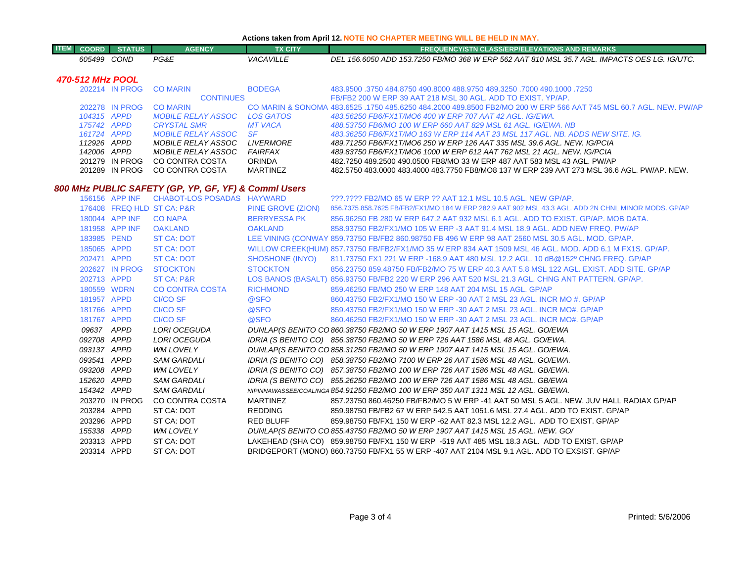**Actions taken from April 12. NOTE NO CHAPTER MEETING WILL BE HELD IN MAY.**

| ITEM | COORD | STATUS | AGENCY | TX CITY | FREQUENCY/STN CLASS/ERP/ELEVATIONS AND REMARKS |
|---|---|---|---|---|---|
| | 605499 | COND | PG&E | VACAVILLE | DEL 156.6050 ADD 153.7250 FB/MO 368 W ERP 562 AAT 810 MSL 35.7 AGL. IMPACTS OES LG. IG/UTC. |
| **470-512 MHz POOL** | | | | | |
| | 202214 | IN PROG | CO MARIN | BODEGA | 483.9500 .3750 484.8750 490.8000 488.9750 489.3250 .7000 490.1000 .7250 |
| | | | CONTINUES | | FB/FB2 200 W ERP 39 AAT 218 MSL 30 AGL. ADD TO EXIST. YP/AP. |
| | 202278 | IN PROG | CO MARIN | CO MARIN & SONOMA | 483.6525 .1750 485.6250 484.2000 489.8500 FB2/MO 200 W ERP 566 AAT 745 MSL 60.7 AGL. NEW. PW/AP |
| | 104315 | APPD | MOBILE RELAY ASSOC | LOS GATOS | 483.56250 FB6/FX1T/MO6 400 W ERP 707 AAT 42 AGL. IG/EWA. |
| | 175742 | APPD | CRYSTAL SMR | MT VACA | 488.53750 FB6/MO 100 W ERP 660 AAT 829 MSL 61 AGL. IG/EWA. NB |
| | 161724 | APPD | MOBILE RELAY ASSOC | SF | 483.36250 FB6/FX1T/MO 163 W ERP 114 AAT 23 MSL 117 AGL. NB. ADDS NEW SITE. IG. |
| | 112926 | APPD | MOBILE RELAY ASSOC | LIVERMORE | 489.71250 FB6/FX1T/MO6 250 W ERP 126 AAT 335 MSL 39.6 AGL. NEW. IG/PCIA |
| | 142006 | APPD | MOBILE RELAY ASSOC | FAIRFAX | 489.83750 FB6/FX1T/MO6 1000 W ERP 612 AAT 762 MSL 21 AGL. NEW. IG/PCIA |
| | 201279 | IN PROG | CO CONTRA COSTA | ORINDA | 482.7250 489.2500 490.0500 FB8/MO 33 W ERP 487 AAT 583 MSL 43 AGL. PW/AP |
| | 201289 | IN PROG | CO CONTRA COSTA | MARTINEZ | 482.5750 483.0000 483.4000 483.7750 FB8/MO8 137 W ERP 239 AAT 273 MSL 36.6 AGL. PW/AP. NEW. |
| **800 MHz PUBLIC SAFETY (GP, YP, GF, YF) & Comml Users** | | | | | |
| | 156156 | APP INF | CHABOT-LOS POSADAS | HAYWARD | ???.???? FB2/MO 65 W ERP ?? AAT 12.1 MSL 10.5 AGL. NEW GP/AP. |
| | 176408 | FREQ HLD | ST CA: P&R | PINE GROVE (ZION) | ~~856.7375 858.7625~~ FB/FB2/FX1/MO 184 W ERP 282.9 AAT 902 MSL 43.3 AGL. ADD 2N CHNL MINOR MODS. GP/AP |
| | 180044 | APP INF | CO NAPA | BERRYESSA PK | 856.96250 FB 280 W ERP 647.2 AAT 932 MSL 6.1 AGL. ADD TO EXIST. GP/AP. MOB DATA. |
| | 181958 | APP INF | OAKLAND | OAKLAND | 858.93750 FB2/FX1/MO 105 W ERP -3 AAT 91.4 MSL 18.9 AGL. ADD NEW FREQ. PW/AP |
| | 183985 | PEND | ST CA: DOT | LEE VINING (CONWAY | 859.73750 FB/FB2 860.98750 FB 496 W ERP 98 AAT 2560 MSL 30.5 AGL. MOD. GP/AP. |
| | 185065 | APPD | ST CA: DOT | WILLOW CREEK(HUM) | 857.73750 FB/FB2/FX1/MO 35 W ERP 834 AAT 1509 MSL 46 AGL. MOD. ADD 6.1 M FX1S. GP/AP. |
| | 202471 | APPD | ST CA: DOT | SHOSHONE (INYO) | 811.73750 FX1 221 W ERP -168.9 AAT 480 MSL 12.2 AGL. 10 dB@152º CHNG FREQ. GP/AP |
| | 202627 | IN PROG | STOCKTON | STOCKTON | 856.23750 859.48750 FB/FB2/MO 75 W ERP 40.3 AAT 5.8 MSL 122 AGL. EXIST. ADD SITE. GP/AP |
| | 202713 | APPD | ST CA: P&R | LOS BANOS (BASALT) | 856.93750 FB/FB2 220 W ERP 296 AAT 520 MSL 21.3 AGL. CHNG ANT PATTERN. GP/AP. |
| | 180559 | WDRN | CO CONTRA COSTA | RICHMOND | 859.46250 FB/MO 250 W ERP 148 AAT 204 MSL 15 AGL. GP/AP |
| | 181957 | APPD | CI/CO SF | @SFO | 860.43750 FB2/FX1/MO 150 W ERP -30 AAT 2 MSL 23 AGL. INCR MO #. GP/AP |
| | 181766 | APPD | CI/CO SF | @SFO | 859.43750 FB2/FX1/MO 150 W ERP -30 AAT 2 MSL 23 AGL. INCR MO#. GP/AP |
| | 181767 | APPD | CI/CO SF | @SFO | 860.46250 FB2/FX1/MO 150 W ERP -30 AAT 2 MSL 23 AGL. INCR MO#. GP/AP |
| | 09637 | APPD | LORI OCEGUDA | DUNLAP(S BENITO CO | 860.38750 FB2/MO 50 W ERP 1907 AAT 1415 MSL 15 AGL. GO/EWA |
| | 092708 | APPD | LORI OCEGUDA | IDRIA (S BENITO CO) | 856.38750 FB2/MO 50 W ERP 726 AAT 1586 MSL 48 AGL. GO/EWA. |
| | 093137 | APPD | WM LOVELY | DUNLAP(S BENITO CO | 858.31250 FB2/MO 50 W ERP 1907 AAT 1415 MSL 15 AGL. GO/EWA. |
| | 093541 | APPD | SAM GARDALI | IDRIA (S BENITO CO) | 858.38750 FB2/MO 7100 W ERP 26 AAT 1586 MSL 48 AGL. GO/EWA. |
| | 093208 | APPD | WM LOVELY | IDRIA (S BENITO CO) | 857.38750 FB2/MO 100 W ERP 726 AAT 1586 MSL 48 AGL. GB/EWA. |
| | 152620 | APPD | SAM GARDALI | IDRIA (S BENITO CO) | 855.26250 FB2/MO 100 W ERP 726 AAT 1586 MSL 48 AGL. GB/EWA |
| | 154342 | APPD | SAM GARDALI | NIPINNAWASSEE/COALINGA | 854.91250 FB2/MO 100 W ERP 350 AAT 1311 MSL 12 AGL. GB/EWA. |
| | 203270 | IN PROG | CO CONTRA COSTA | MARTINEZ | 857.23750 860.46250 FB/FB2/MO 5 W ERP -41 AAT 50 MSL 5 AGL. NEW. JUV HALL RADIAX GP/AP |
| | 203284 | APPD | ST CA: DOT | REDDING | 859.98750 FB/FB2 67 W ERP 542.5 AAT 1051.6 MSL 27.4 AGL. ADD TO EXIST. GP/AP |
| | 203296 | APPD | ST CA: DOT | RED BLUFF | 859.98750 FB/FX1 150 W ERP -62 AAT 82.3 MSL 12.2 AGL. ADD TO EXIST. GP/AP |
| | 155338 | APPD | WM LOVELY | DUNLAP(S BENITO CO | 855.43750 FB2/MO 50 W ERP 1907 AAT 1415 MSL 15 AGL. NEW. GO/ |
| | 203313 | APPD | ST CA: DOT | LAKEHEAD (SHA CO) | 859.98750 FB/FX1 150 W ERP -519 AAT 485 MSL 18.3 AGL. ADD TO EXIST. GP/AP |
| | 203314 | APPD | ST CA: DOT | BRIDGEPORT (MONO) | 860.73750 FB/FX1 55 W ERP -407 AAT 2104 MSL 9.1 AGL. ADD TO EXSIST. GP/AP |

Printed: 5/6/2006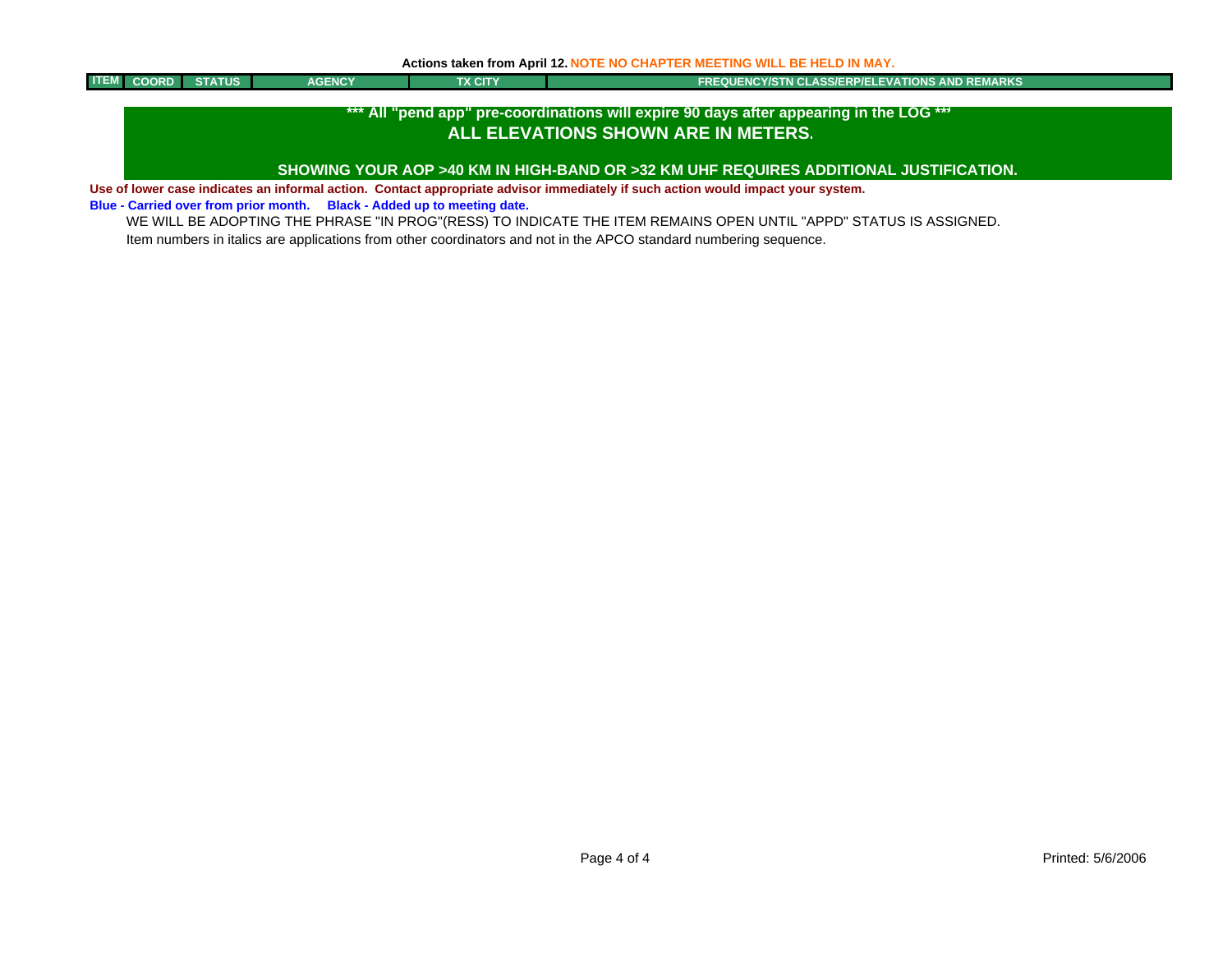**Actions taken from April 12. NOTE NO CHAPTER MEETING WILL BE HELD IN MAY.**

| ITEM | COORD | STATUS | AGENCY | TX CITY | FREQUENCY/STN CLASS/ERP/ELEVATIONS AND REMARKS |
|---|---|---|---|---|---|

**\*\*\* All "pend app" pre-coordinations will expire 90 days after appearing in the LOG \*\*\***

**ALL ELEVATIONS SHOWN ARE IN METERS.**

**SHOWING YOUR AOP >40 KM IN HIGH-BAND OR >32 KM UHF REQUIRES ADDITIONAL JUSTIFICATION.**

**Use of lower case indicates an informal action. Contact appropriate advisor immediately if such action would impact your system.**

**Blue - Carried over from prior month. Black - Added up to meeting date.**

WE WILL BE ADOPTING THE PHRASE "IN PROG"(RESS) TO INDICATE THE ITEM REMAINS OPEN UNTIL "APPD" STATUS IS ASSIGNED.

Item numbers in italics are applications from other coordinators and not in the APCO standard numbering sequence.

Printed: 5/6/2006